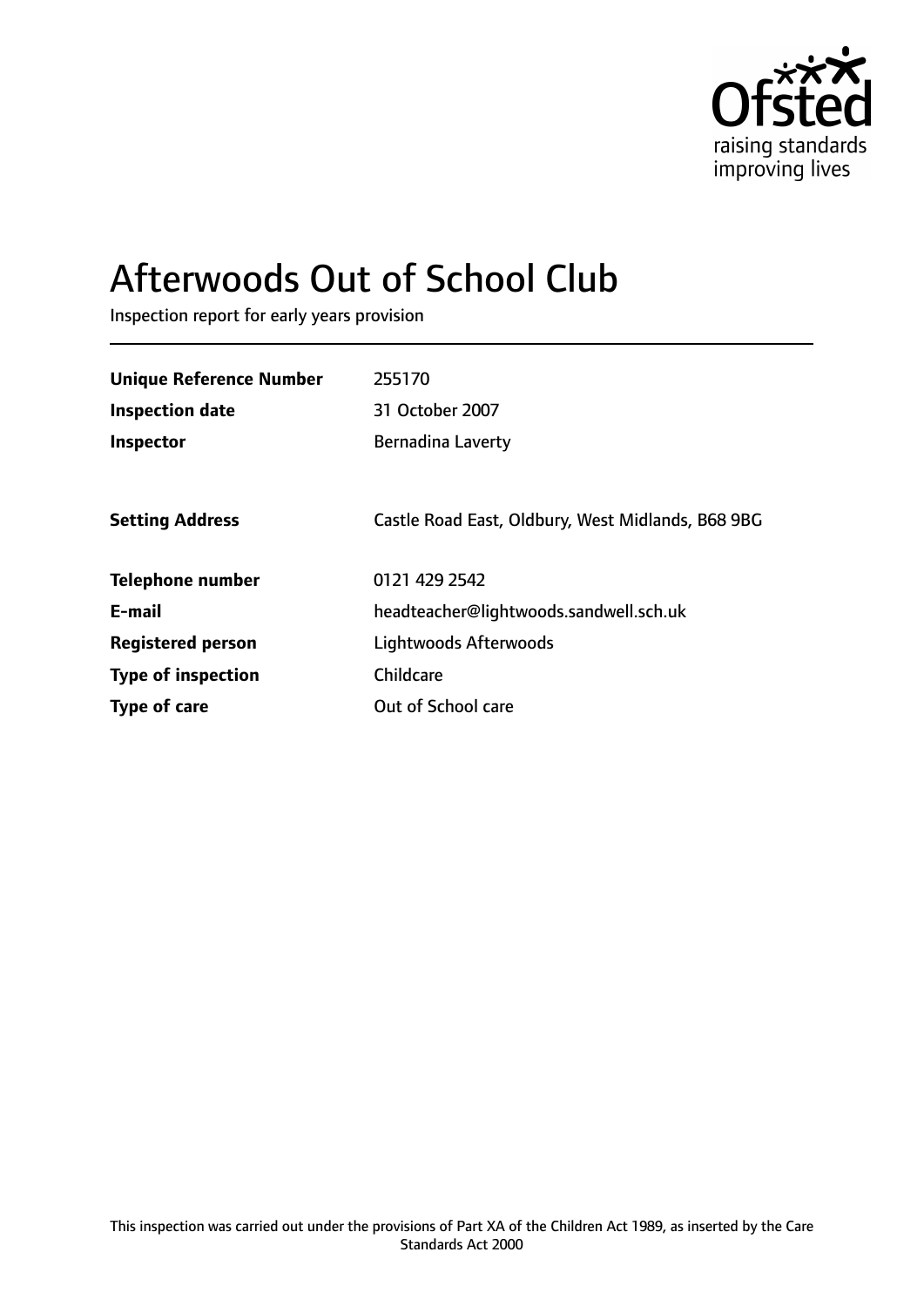Ofsted
raising standards
improving lives

# Afterwoods Out of School Club

Inspection report for early years provision

| | |
|---|---|
| **Unique Reference Number** | 255170 |
| **Inspection date** | 31 October 2007 |
| **Inspector** | Bernadina Laverty |
| **Setting Address** | Castle Road East, Oldbury, West Midlands, B68 9BG |
| **Telephone number** | 0121 429 2542 |
| **E-mail** | headteacher@lightwoods.sandwell.sch.uk |
| **Registered person** | Lightwoods Afterwoods |
| **Type of inspection** | Childcare |
| **Type of care** | Out of School care |

This inspection was carried out under the provisions of Part XA of the Children Act 1989, as inserted by the Care Standards Act 2000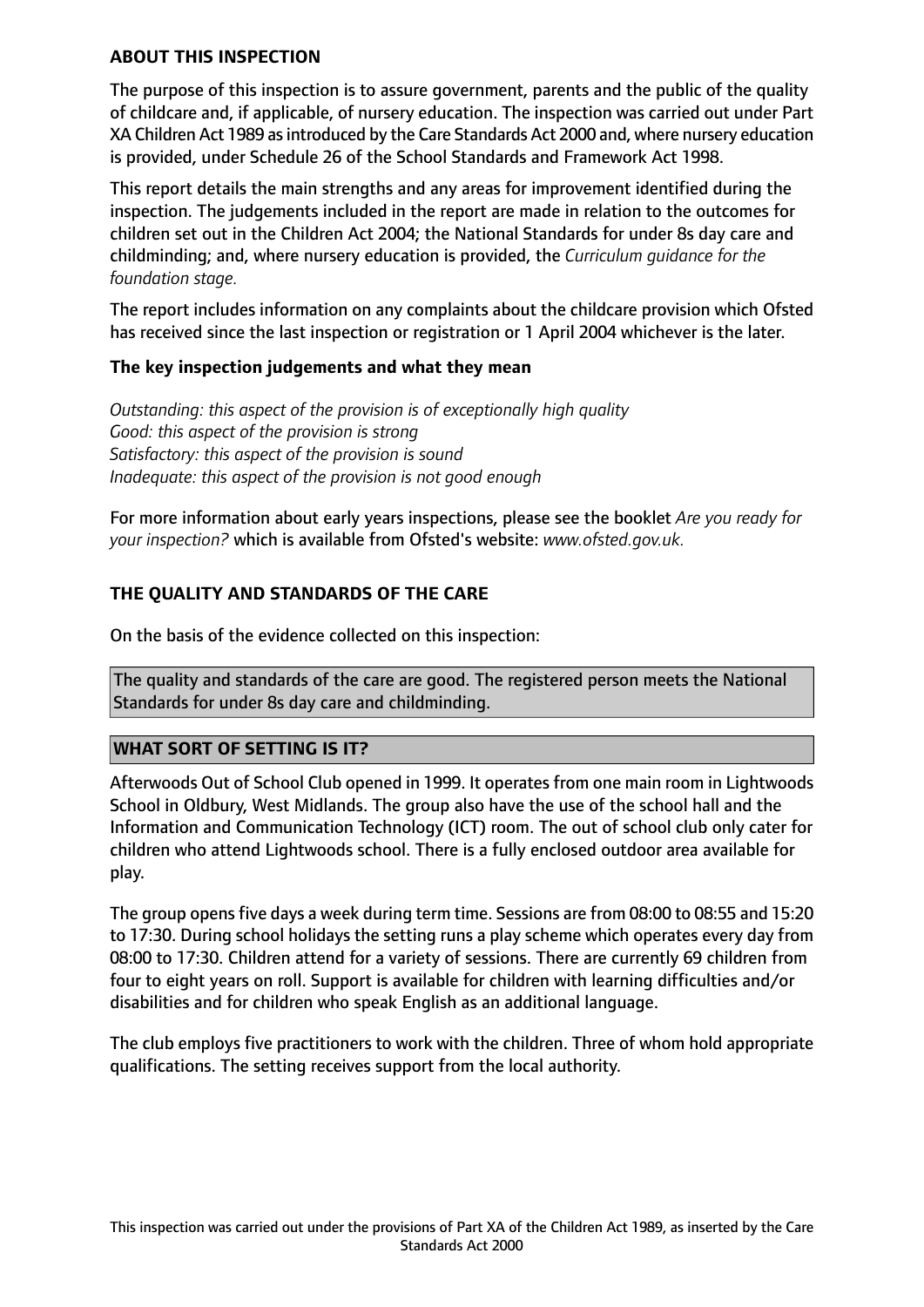## ABOUT THIS INSPECTION

The purpose of this inspection is to assure government, parents and the public of the quality of childcare and, if applicable, of nursery education. The inspection was carried out under Part XA Children Act 1989 as introduced by the Care Standards Act 2000 and, where nursery education is provided, under Schedule 26 of the School Standards and Framework Act 1998.

This report details the main strengths and any areas for improvement identified during the inspection. The judgements included in the report are made in relation to the outcomes for children set out in the Children Act 2004; the National Standards for under 8s day care and childminding; and, where nursery education is provided, the *Curriculum guidance for the foundation stage.*

The report includes information on any complaints about the childcare provision which Ofsted has received since the last inspection or registration or 1 April 2004 whichever is the later.

### The key inspection judgements and what they mean

*Outstanding: this aspect of the provision is of exceptionally high quality*
*Good: this aspect of the provision is strong*
*Satisfactory: this aspect of the provision is sound*
*Inadequate: this aspect of the provision is not good enough*

For more information about early years inspections, please see the booklet *Are you ready for your inspection?* which is available from Ofsted's website: *www.ofsted.gov.uk.*

## THE QUALITY AND STANDARDS OF THE CARE

On the basis of the evidence collected on this inspection:

The quality and standards of the care are good. The registered person meets the National Standards for under 8s day care and childminding.

## WHAT SORT OF SETTING IS IT?

Afterwoods Out of School Club opened in 1999. It operates from one main room in Lightwoods School in Oldbury, West Midlands. The group also have the use of the school hall and the Information and Communication Technology (ICT) room. The out of school club only cater for children who attend Lightwoods school. There is a fully enclosed outdoor area available for play.

The group opens five days a week during term time. Sessions are from 08:00 to 08:55 and 15:20 to 17:30. During school holidays the setting runs a play scheme which operates every day from 08:00 to 17:30. Children attend for a variety of sessions. There are currently 69 children from four to eight years on roll. Support is available for children with learning difficulties and/or disabilities and for children who speak English as an additional language.

The club employs five practitioners to work with the children. Three of whom hold appropriate qualifications. The setting receives support from the local authority.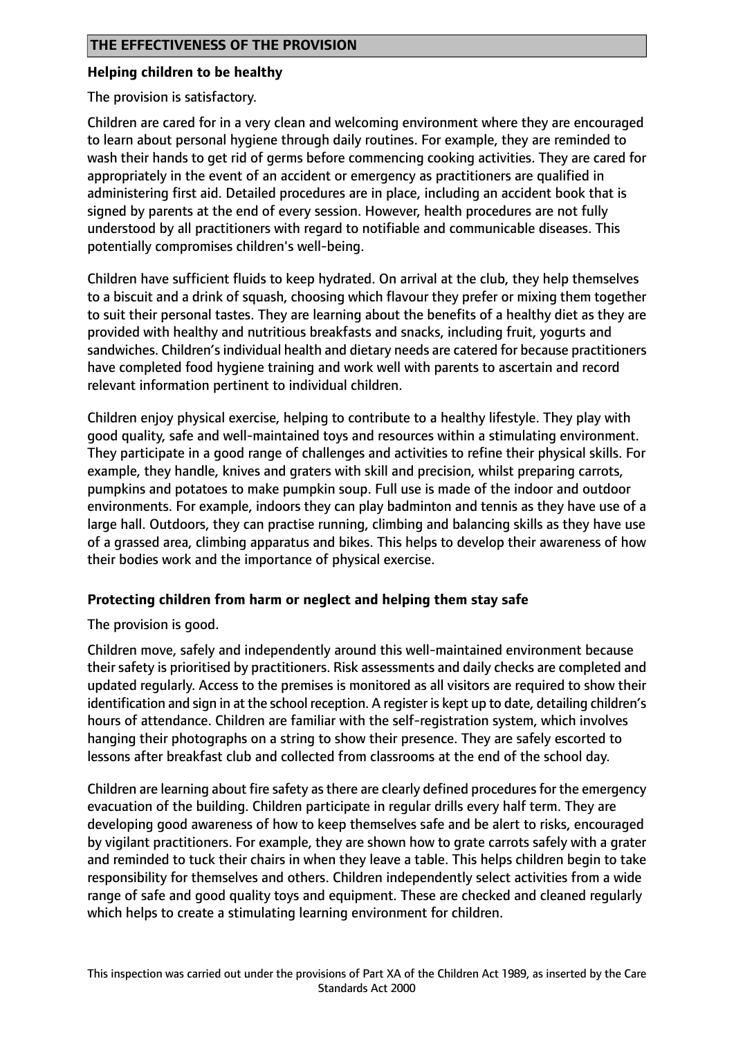## THE EFFECTIVENESS OF THE PROVISION

### Helping children to be healthy

The provision is satisfactory.

Children are cared for in a very clean and welcoming environment where they are encouraged to learn about personal hygiene through daily routines. For example, they are reminded to wash their hands to get rid of germs before commencing cooking activities. They are cared for appropriately in the event of an accident or emergency as practitioners are qualified in administering first aid. Detailed procedures are in place, including an accident book that is signed by parents at the end of every session. However, health procedures are not fully understood by all practitioners with regard to notifiable and communicable diseases. This potentially compromises children's well-being.

Children have sufficient fluids to keep hydrated. On arrival at the club, they help themselves to a biscuit and a drink of squash, choosing which flavour they prefer or mixing them together to suit their personal tastes. They are learning about the benefits of a healthy diet as they are provided with healthy and nutritious breakfasts and snacks, including fruit, yogurts and sandwiches. Children's individual health and dietary needs are catered for because practitioners have completed food hygiene training and work well with parents to ascertain and record relevant information pertinent to individual children.

Children enjoy physical exercise, helping to contribute to a healthy lifestyle. They play with good quality, safe and well-maintained toys and resources within a stimulating environment. They participate in a good range of challenges and activities to refine their physical skills. For example, they handle, knives and graters with skill and precision, whilst preparing carrots, pumpkins and potatoes to make pumpkin soup. Full use is made of the indoor and outdoor environments. For example, indoors they can play badminton and tennis as they have use of a large hall. Outdoors, they can practise running, climbing and balancing skills as they have use of a grassed area, climbing apparatus and bikes. This helps to develop their awareness of how their bodies work and the importance of physical exercise.

### Protecting children from harm or neglect and helping them stay safe

The provision is good.

Children move, safely and independently around this well-maintained environment because their safety is prioritised by practitioners. Risk assessments and daily checks are completed and updated regularly. Access to the premises is monitored as all visitors are required to show their identification and sign in at the school reception. A register is kept up to date, detailing children's hours of attendance. Children are familiar with the self-registration system, which involves hanging their photographs on a string to show their presence. They are safely escorted to lessons after breakfast club and collected from classrooms at the end of the school day.

Children are learning about fire safety as there are clearly defined procedures for the emergency evacuation of the building. Children participate in regular drills every half term. They are developing good awareness of how to keep themselves safe and be alert to risks, encouraged by vigilant practitioners. For example, they are shown how to grate carrots safely with a grater and reminded to tuck their chairs in when they leave a table. This helps children begin to take responsibility for themselves and others. Children independently select activities from a wide range of safe and good quality toys and equipment. These are checked and cleaned regularly which helps to create a stimulating learning environment for children.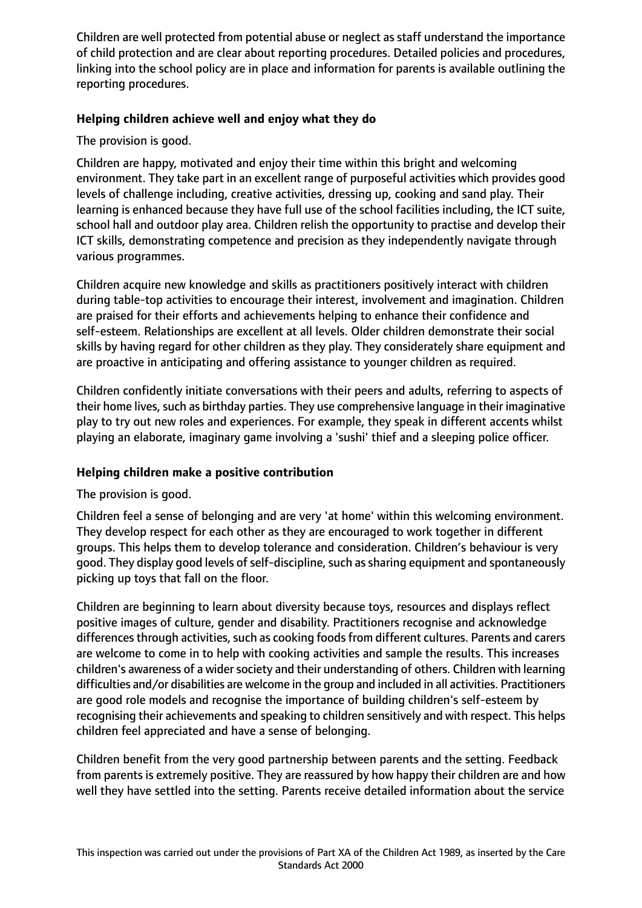Children are well protected from potential abuse or neglect as staff understand the importance of child protection and are clear about reporting procedures. Detailed policies and procedures, linking into the school policy are in place and information for parents is available outlining the reporting procedures.

### Helping children achieve well and enjoy what they do

The provision is good.

Children are happy, motivated and enjoy their time within this bright and welcoming environment. They take part in an excellent range of purposeful activities which provides good levels of challenge including, creative activities, dressing up, cooking and sand play. Their learning is enhanced because they have full use of the school facilities including, the ICT suite, school hall and outdoor play area. Children relish the opportunity to practise and develop their ICT skills, demonstrating competence and precision as they independently navigate through various programmes.

Children acquire new knowledge and skills as practitioners positively interact with children during table-top activities to encourage their interest, involvement and imagination. Children are praised for their efforts and achievements helping to enhance their confidence and self-esteem. Relationships are excellent at all levels. Older children demonstrate their social skills by having regard for other children as they play. They considerately share equipment and are proactive in anticipating and offering assistance to younger children as required.

Children confidently initiate conversations with their peers and adults, referring to aspects of their home lives, such as birthday parties. They use comprehensive language in their imaginative play to try out new roles and experiences. For example, they speak in different accents whilst playing an elaborate, imaginary game involving a 'sushi' thief and a sleeping police officer.

### Helping children make a positive contribution

The provision is good.

Children feel a sense of belonging and are very 'at home' within this welcoming environment. They develop respect for each other as they are encouraged to work together in different groups. This helps them to develop tolerance and consideration. Children's behaviour is very good. They display good levels of self-discipline, such as sharing equipment and spontaneously picking up toys that fall on the floor.

Children are beginning to learn about diversity because toys, resources and displays reflect positive images of culture, gender and disability. Practitioners recognise and acknowledge differences through activities, such as cooking foods from different cultures. Parents and carers are welcome to come in to help with cooking activities and sample the results. This increases children's awareness of a wider society and their understanding of others. Children with learning difficulties and/or disabilities are welcome in the group and included in all activities. Practitioners are good role models and recognise the importance of building children's self-esteem by recognising their achievements and speaking to children sensitively and with respect. This helps children feel appreciated and have a sense of belonging.

Children benefit from the very good partnership between parents and the setting. Feedback from parents is extremely positive. They are reassured by how happy their children are and how well they have settled into the setting. Parents receive detailed information about the service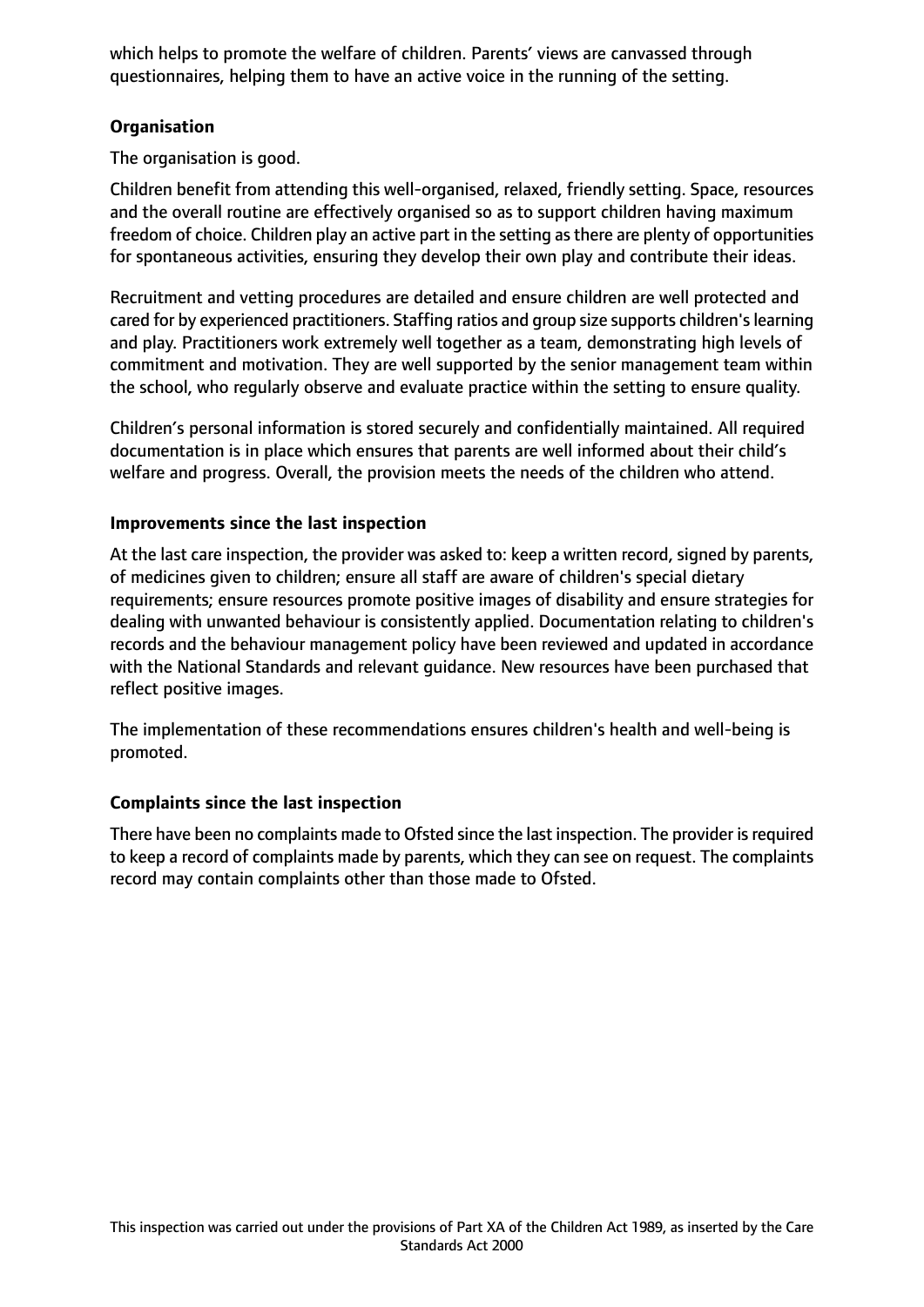which helps to promote the welfare of children. Parents' views are canvassed through questionnaires, helping them to have an active voice in the running of the setting.

**Organisation**

The organisation is good.

Children benefit from attending this well-organised, relaxed, friendly setting. Space, resources and the overall routine are effectively organised so as to support children having maximum freedom of choice. Children play an active part in the setting as there are plenty of opportunities for spontaneous activities, ensuring they develop their own play and contribute their ideas.

Recruitment and vetting procedures are detailed and ensure children are well protected and cared for by experienced practitioners. Staffing ratios and group size supports children's learning and play. Practitioners work extremely well together as a team, demonstrating high levels of commitment and motivation. They are well supported by the senior management team within the school, who regularly observe and evaluate practice within the setting to ensure quality.

Children's personal information is stored securely and confidentially maintained. All required documentation is in place which ensures that parents are well informed about their child's welfare and progress. Overall, the provision meets the needs of the children who attend.

**Improvements since the last inspection**

At the last care inspection, the provider was asked to: keep a written record, signed by parents, of medicines given to children; ensure all staff are aware of children's special dietary requirements; ensure resources promote positive images of disability and ensure strategies for dealing with unwanted behaviour is consistently applied. Documentation relating to children's records and the behaviour management policy have been reviewed and updated in accordance with the National Standards and relevant guidance. New resources have been purchased that reflect positive images.

The implementation of these recommendations ensures children's health and well-being is promoted.

**Complaints since the last inspection**

There have been no complaints made to Ofsted since the last inspection. The provider is required to keep a record of complaints made by parents, which they can see on request. The complaints record may contain complaints other than those made to Ofsted.

This inspection was carried out under the provisions of Part XA of the Children Act 1989, as inserted by the Care Standards Act 2000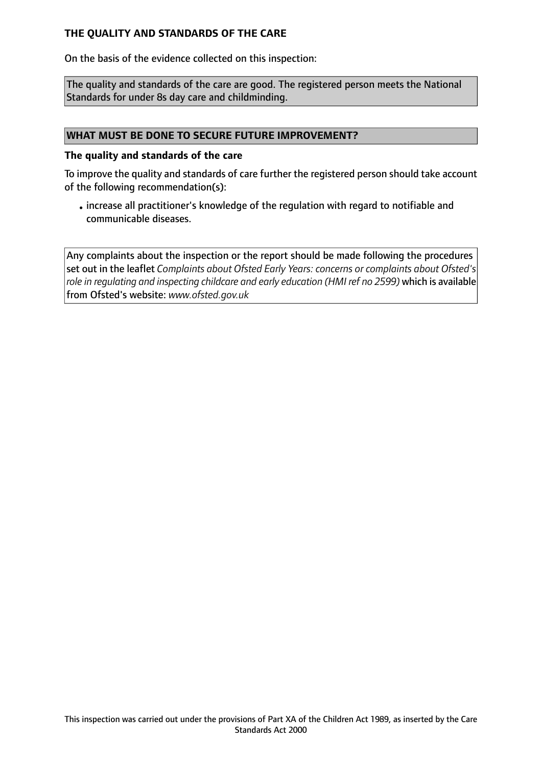## THE QUALITY AND STANDARDS OF THE CARE

On the basis of the evidence collected on this inspection:

The quality and standards of the care are good. The registered person meets the National Standards for under 8s day care and childminding.

## WHAT MUST BE DONE TO SECURE FUTURE IMPROVEMENT?

### The quality and standards of the care

To improve the quality and standards of care further the registered person should take account of the following recommendation(s):

- increase all practitioner's knowledge of the regulation with regard to notifiable and communicable diseases.

Any complaints about the inspection or the report should be made following the procedures set out in the leaflet *Complaints about Ofsted Early Years: concerns or complaints about Ofsted's role in regulating and inspecting childcare and early education (HMI ref no 2599)* which is available from Ofsted's website: *www.ofsted.gov.uk*

This inspection was carried out under the provisions of Part XA of the Children Act 1989, as inserted by the Care Standards Act 2000